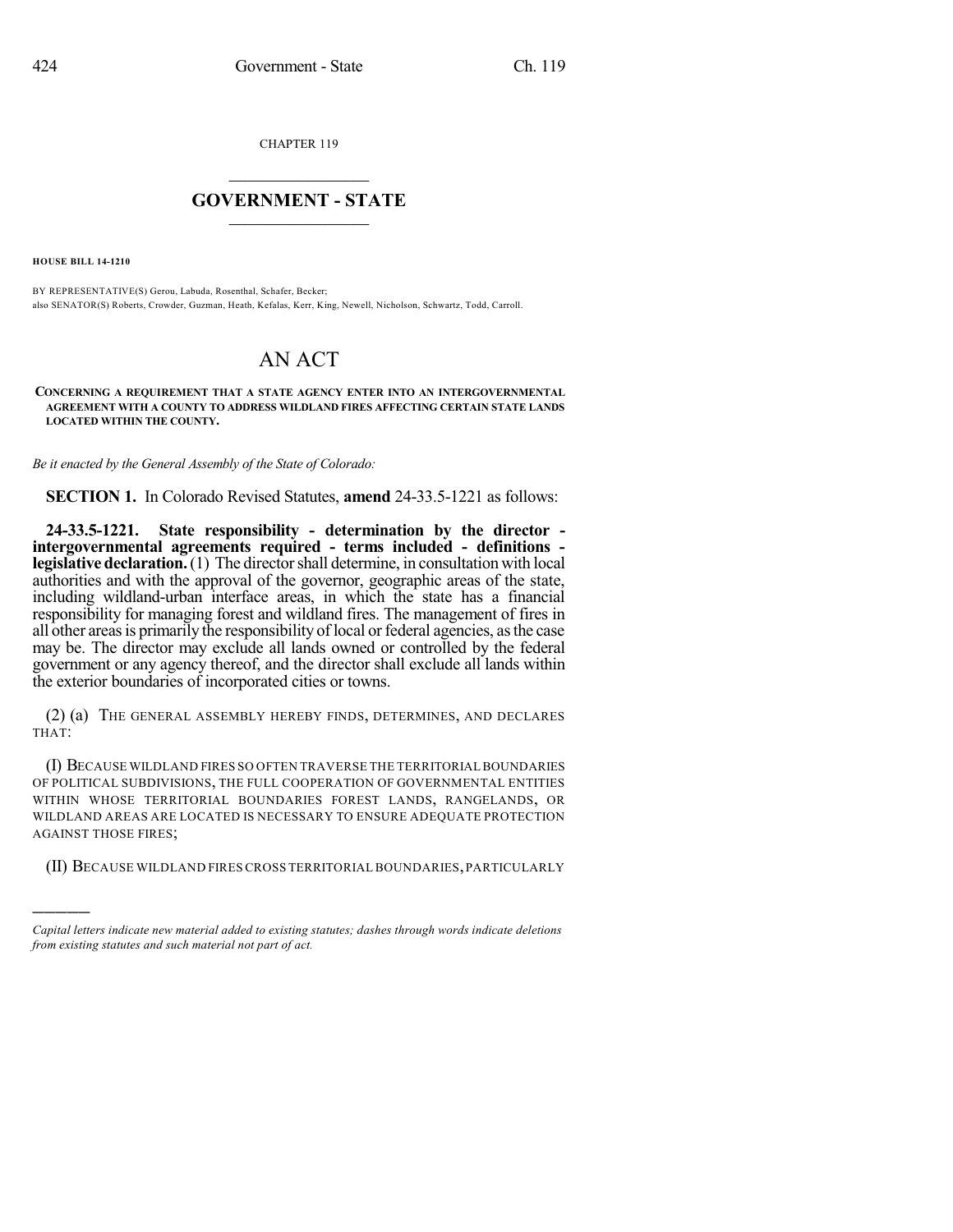CHAPTER 119

## GOVERNMENT - STATE

**HOUSE BILL 14-1210**

BY REPRESENTATIVE(S) Gerou, Labuda, Rosenthal, Schafer, Becker;
also SENATOR(S) Roberts, Crowder, Guzman, Heath, Kefalas, Kerr, King, Newell, Nicholson, Schwartz, Todd, Carroll.

# AN ACT

**CONCERNING A REQUIREMENT THAT A STATE AGENCY ENTER INTO AN INTERGOVERNMENTAL AGREEMENT WITH A COUNTY TO ADDRESS WILDLAND FIRES AFFECTING CERTAIN STATE LANDS LOCATED WITHIN THE COUNTY.**

*Be it enacted by the General Assembly of the State of Colorado:*

**SECTION 1.** In Colorado Revised Statutes, **amend** 24-33.5-1221 as follows:

**24-33.5-1221. State responsibility - determination by the director - intergovernmental agreements required - terms included - definitions - legislative declaration.** (1) The director shall determine, in consultation with local authorities and with the approval of the governor, geographic areas of the state, including wildland-urban interface areas, in which the state has a financial responsibility for managing forest and wildland fires. The management of fires in all other areas is primarily the responsibility of local or federal agencies, as the case may be. The director may exclude all lands owned or controlled by the federal government or any agency thereof, and the director shall exclude all lands within the exterior boundaries of incorporated cities or towns.

(2) (a) THE GENERAL ASSEMBLY HEREBY FINDS, DETERMINES, AND DECLARES THAT:

(I) BECAUSE WILDLAND FIRES SO OFTEN TRAVERSE THE TERRITORIAL BOUNDARIES OF POLITICAL SUBDIVISIONS, THE FULL COOPERATION OF GOVERNMENTAL ENTITIES WITHIN WHOSE TERRITORIAL BOUNDARIES FOREST LANDS, RANGELANDS, OR WILDLAND AREAS ARE LOCATED IS NECESSARY TO ENSURE ADEQUATE PROTECTION AGAINST THOSE FIRES;

(II) BECAUSE WILDLAND FIRES CROSS TERRITORIAL BOUNDARIES, PARTICULARLY

*Capital letters indicate new material added to existing statutes; dashes through words indicate deletions from existing statutes and such material not part of act.*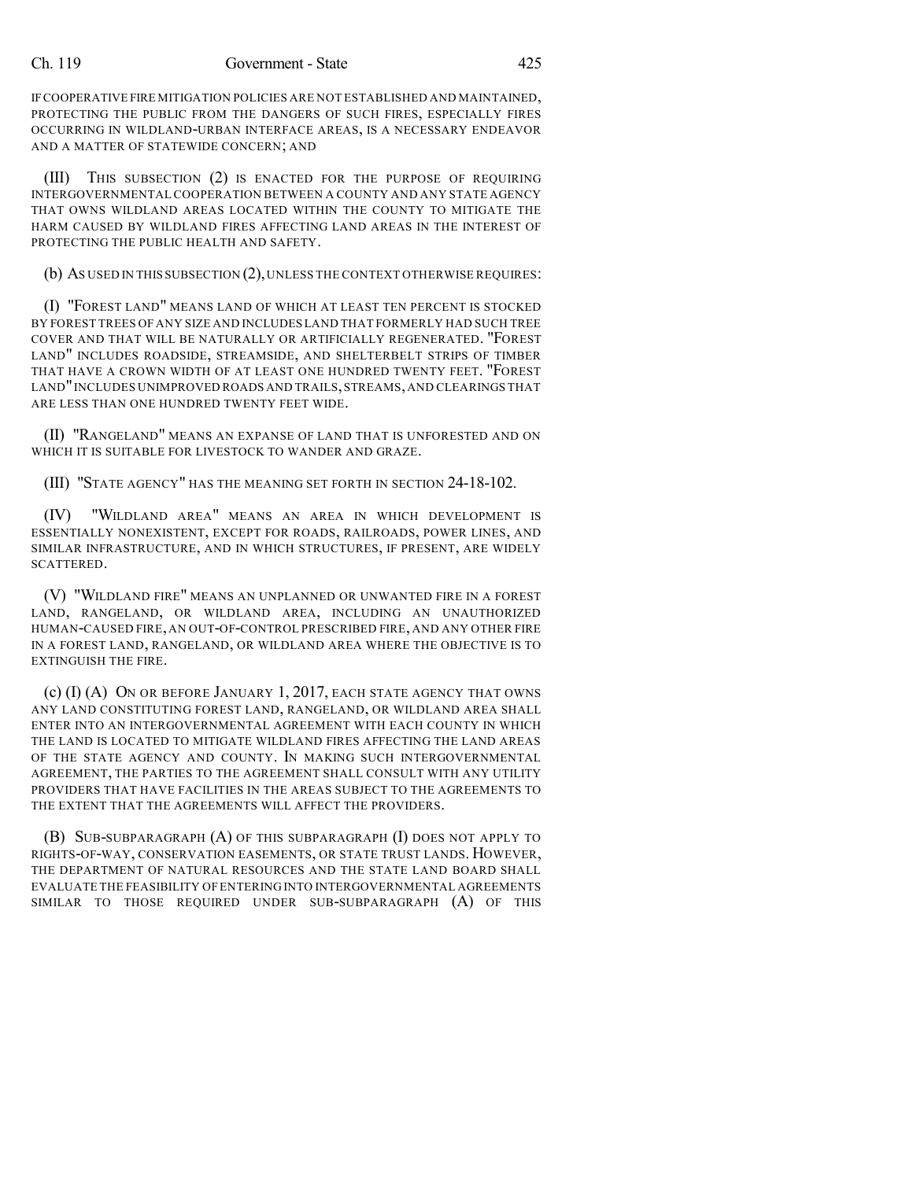IF COOPERATIVE FIRE MITIGATION POLICIES ARE NOT ESTABLISHED AND MAINTAINED, PROTECTING THE PUBLIC FROM THE DANGERS OF SUCH FIRES, ESPECIALLY FIRES OCCURRING IN WILDLAND-URBAN INTERFACE AREAS, IS A NECESSARY ENDEAVOR AND A MATTER OF STATEWIDE CONCERN; AND

(III) THIS SUBSECTION (2) IS ENACTED FOR THE PURPOSE OF REQUIRING INTERGOVERNMENTAL COOPERATION BETWEEN A COUNTY AND ANY STATE AGENCY THAT OWNS WILDLAND AREAS LOCATED WITHIN THE COUNTY TO MITIGATE THE HARM CAUSED BY WILDLAND FIRES AFFECTING LAND AREAS IN THE INTEREST OF PROTECTING THE PUBLIC HEALTH AND SAFETY.

(b) AS USED IN THIS SUBSECTION (2), UNLESS THE CONTEXT OTHERWISE REQUIRES:

(I) "FOREST LAND" MEANS LAND OF WHICH AT LEAST TEN PERCENT IS STOCKED BY FOREST TREES OF ANY SIZE AND INCLUDES LAND THAT FORMERLY HAD SUCH TREE COVER AND THAT WILL BE NATURALLY OR ARTIFICIALLY REGENERATED. "FOREST LAND" INCLUDES ROADSIDE, STREAMSIDE, AND SHELTERBELT STRIPS OF TIMBER THAT HAVE A CROWN WIDTH OF AT LEAST ONE HUNDRED TWENTY FEET. "FOREST LAND" INCLUDES UNIMPROVED ROADS AND TRAILS, STREAMS, AND CLEARINGS THAT ARE LESS THAN ONE HUNDRED TWENTY FEET WIDE.

(II) "RANGELAND" MEANS AN EXPANSE OF LAND THAT IS UNFORESTED AND ON WHICH IT IS SUITABLE FOR LIVESTOCK TO WANDER AND GRAZE.

(III) "STATE AGENCY" HAS THE MEANING SET FORTH IN SECTION 24-18-102.

(IV) "WILDLAND AREA" MEANS AN AREA IN WHICH DEVELOPMENT IS ESSENTIALLY NONEXISTENT, EXCEPT FOR ROADS, RAILROADS, POWER LINES, AND SIMILAR INFRASTRUCTURE, AND IN WHICH STRUCTURES, IF PRESENT, ARE WIDELY SCATTERED.

(V) "WILDLAND FIRE" MEANS AN UNPLANNED OR UNWANTED FIRE IN A FOREST LAND, RANGELAND, OR WILDLAND AREA, INCLUDING AN UNAUTHORIZED HUMAN-CAUSED FIRE, AN OUT-OF-CONTROL PRESCRIBED FIRE, AND ANY OTHER FIRE IN A FOREST LAND, RANGELAND, OR WILDLAND AREA WHERE THE OBJECTIVE IS TO EXTINGUISH THE FIRE.

(c) (I) (A) ON OR BEFORE JANUARY 1, 2017, EACH STATE AGENCY THAT OWNS ANY LAND CONSTITUTING FOREST LAND, RANGELAND, OR WILDLAND AREA SHALL ENTER INTO AN INTERGOVERNMENTAL AGREEMENT WITH EACH COUNTY IN WHICH THE LAND IS LOCATED TO MITIGATE WILDLAND FIRES AFFECTING THE LAND AREAS OF THE STATE AGENCY AND COUNTY. IN MAKING SUCH INTERGOVERNMENTAL AGREEMENT, THE PARTIES TO THE AGREEMENT SHALL CONSULT WITH ANY UTILITY PROVIDERS THAT HAVE FACILITIES IN THE AREAS SUBJECT TO THE AGREEMENTS TO THE EXTENT THAT THE AGREEMENTS WILL AFFECT THE PROVIDERS.

(B) SUB-SUBPARAGRAPH (A) OF THIS SUBPARAGRAPH (I) DOES NOT APPLY TO RIGHTS-OF-WAY, CONSERVATION EASEMENTS, OR STATE TRUST LANDS. HOWEVER, THE DEPARTMENT OF NATURAL RESOURCES AND THE STATE LAND BOARD SHALL EVALUATE THE FEASIBILITY OF ENTERING INTO INTERGOVERNMENTAL AGREEMENTS SIMILAR TO THOSE REQUIRED UNDER SUB-SUBPARAGRAPH (A) OF THIS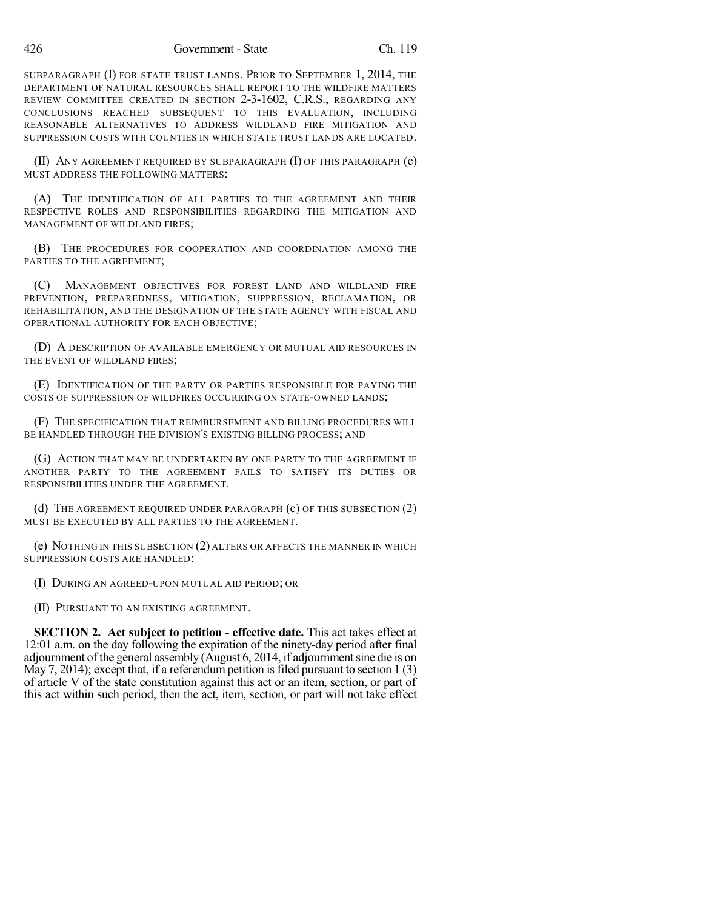SUBPARAGRAPH (I) FOR STATE TRUST LANDS. PRIOR TO SEPTEMBER 1, 2014, THE DEPARTMENT OF NATURAL RESOURCES SHALL REPORT TO THE WILDFIRE MATTERS REVIEW COMMITTEE CREATED IN SECTION 2-3-1602, C.R.S., REGARDING ANY CONCLUSIONS REACHED SUBSEQUENT TO THIS EVALUATION, INCLUDING REASONABLE ALTERNATIVES TO ADDRESS WILDLAND FIRE MITIGATION AND SUPPRESSION COSTS WITH COUNTIES IN WHICH STATE TRUST LANDS ARE LOCATED.

(II) ANY AGREEMENT REQUIRED BY SUBPARAGRAPH (I) OF THIS PARAGRAPH (c) MUST ADDRESS THE FOLLOWING MATTERS:

(A) THE IDENTIFICATION OF ALL PARTIES TO THE AGREEMENT AND THEIR RESPECTIVE ROLES AND RESPONSIBILITIES REGARDING THE MITIGATION AND MANAGEMENT OF WILDLAND FIRES;

(B) THE PROCEDURES FOR COOPERATION AND COORDINATION AMONG THE PARTIES TO THE AGREEMENT;

(C) MANAGEMENT OBJECTIVES FOR FOREST LAND AND WILDLAND FIRE PREVENTION, PREPAREDNESS, MITIGATION, SUPPRESSION, RECLAMATION, OR REHABILITATION, AND THE DESIGNATION OF THE STATE AGENCY WITH FISCAL AND OPERATIONAL AUTHORITY FOR EACH OBJECTIVE;

(D) A DESCRIPTION OF AVAILABLE EMERGENCY OR MUTUAL AID RESOURCES IN THE EVENT OF WILDLAND FIRES;

(E) IDENTIFICATION OF THE PARTY OR PARTIES RESPONSIBLE FOR PAYING THE COSTS OF SUPPRESSION OF WILDFIRES OCCURRING ON STATE-OWNED LANDS;

(F) THE SPECIFICATION THAT REIMBURSEMENT AND BILLING PROCEDURES WILL BE HANDLED THROUGH THE DIVISION'S EXISTING BILLING PROCESS; AND

(G) ACTION THAT MAY BE UNDERTAKEN BY ONE PARTY TO THE AGREEMENT IF ANOTHER PARTY TO THE AGREEMENT FAILS TO SATISFY ITS DUTIES OR RESPONSIBILITIES UNDER THE AGREEMENT.

(d) THE AGREEMENT REQUIRED UNDER PARAGRAPH (c) OF THIS SUBSECTION (2) MUST BE EXECUTED BY ALL PARTIES TO THE AGREEMENT.

(e) NOTHING IN THIS SUBSECTION (2) ALTERS OR AFFECTS THE MANNER IN WHICH SUPPRESSION COSTS ARE HANDLED:

(I) DURING AN AGREED-UPON MUTUAL AID PERIOD; OR

(II) PURSUANT TO AN EXISTING AGREEMENT.

**SECTION 2. Act subject to petition - effective date.** This act takes effect at 12:01 a.m. on the day following the expiration of the ninety-day period after final adjournment of the general assembly (August 6, 2014, if adjournment sine die is on May 7, 2014); except that, if a referendum petition is filed pursuant to section 1 (3) of article V of the state constitution against this act or an item, section, or part of this act within such period, then the act, item, section, or part will not take effect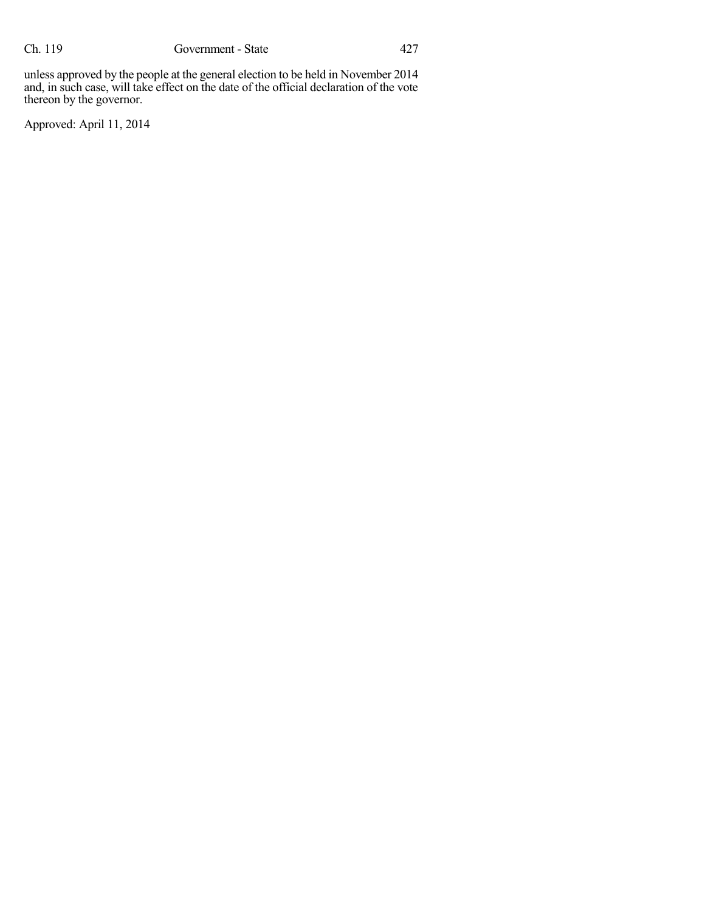unless approved by the people at the general election to be held in November 2014 and, in such case, will take effect on the date of the official declaration of the vote thereon by the governor.

Approved: April 11, 2014